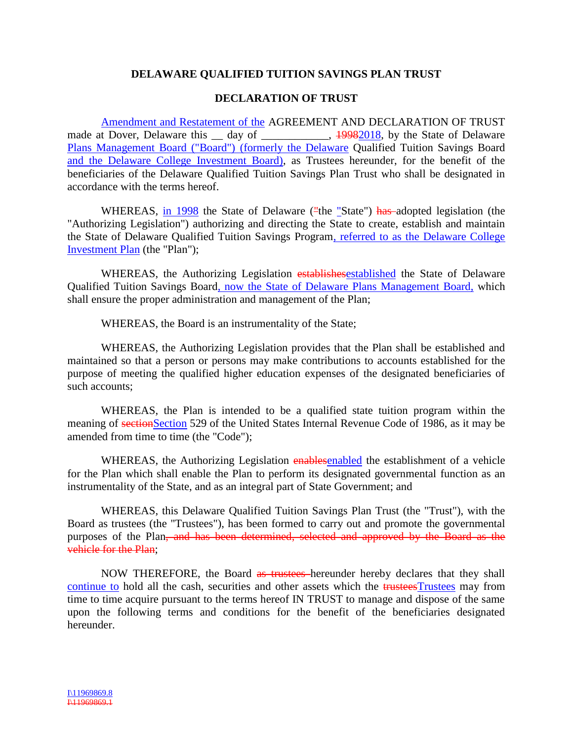**DELAWARE QUALIFIED TUITION SAVINGS PLAN TRUST**

**DECLARATION OF TRUST**

Amendment and Restatement of the AGREEMENT AND DECLARATION OF TRUST made at Dover, Delaware this __ day of ____________, ~~1998~~2018, by the State of Delaware Plans Management Board ("Board") (formerly the Delaware Qualified Tuition Savings Board and the Delaware College Investment Board), as Trustees hereunder, for the benefit of the beneficiaries of the Delaware Qualified Tuition Savings Plan Trust who shall be designated in accordance with the terms hereof.

WHEREAS, in 1998 the State of Delaware (~~"~~the "State") ~~has~~ adopted legislation (the "Authorizing Legislation") authorizing and directing the State to create, establish and maintain the State of Delaware Qualified Tuition Savings Program, referred to as the Delaware College Investment Plan (the "Plan");

WHEREAS, the Authorizing Legislation ~~establishes~~established the State of Delaware Qualified Tuition Savings Board, now the State of Delaware Plans Management Board, which shall ensure the proper administration and management of the Plan;

WHEREAS, the Board is an instrumentality of the State;

WHEREAS, the Authorizing Legislation provides that the Plan shall be established and maintained so that a person or persons may make contributions to accounts established for the purpose of meeting the qualified higher education expenses of the designated beneficiaries of such accounts;

WHEREAS, the Plan is intended to be a qualified state tuition program within the meaning of ~~section~~Section 529 of the United States Internal Revenue Code of 1986, as it may be amended from time to time (the "Code");

WHEREAS, the Authorizing Legislation ~~enables~~enabled the establishment of a vehicle for the Plan which shall enable the Plan to perform its designated governmental function as an instrumentality of the State, and as an integral part of State Government; and

WHEREAS, this Delaware Qualified Tuition Savings Plan Trust (the "Trust"), with the Board as trustees (the "Trustees"), has been formed to carry out and promote the governmental purposes of the Plan~~, and has been determined, selected and approved by the Board as the vehicle for the Plan~~;

NOW THEREFORE, the Board ~~as trustees~~ hereunder hereby declares that they shall continue to hold all the cash, securities and other assets which the ~~trustees~~Trustees may from time to time acquire pursuant to the terms hereof IN TRUST to manage and dispose of the same upon the following terms and conditions for the benefit of the beneficiaries designated hereunder.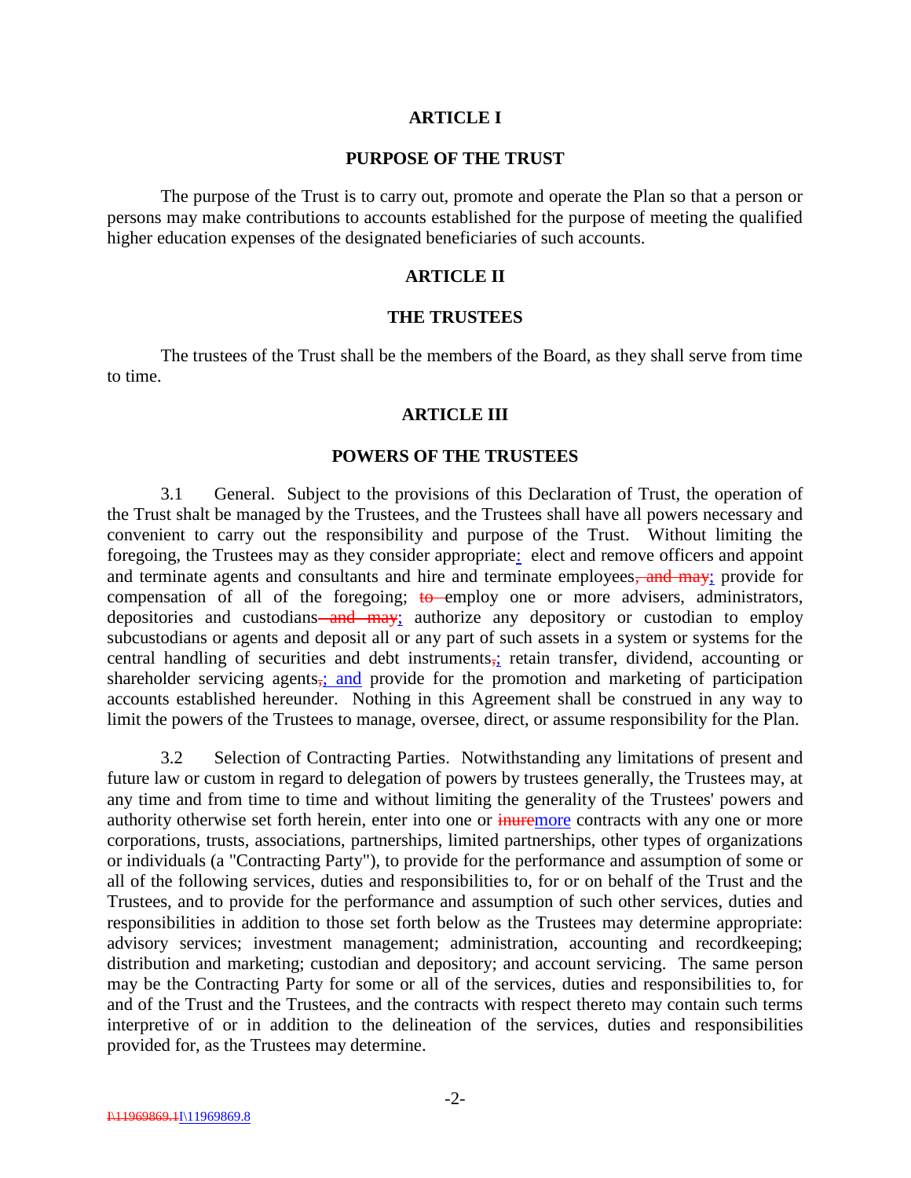## ARTICLE I

## PURPOSE OF THE TRUST

The purpose of the Trust is to carry out, promote and operate the Plan so that a person or persons may make contributions to accounts established for the purpose of meeting the qualified higher education expenses of the designated beneficiaries of such accounts.

## ARTICLE II

## THE TRUSTEES

The trustees of the Trust shall be the members of the Board, as they shall serve from time to time.

## ARTICLE III

## POWERS OF THE TRUSTEES

3.1 General. Subject to the provisions of this Declaration of Trust, the operation of the Trust shalt be managed by the Trustees, and the Trustees shall have all powers necessary and convenient to carry out the responsibility and purpose of the Trust. Without limiting the foregoing, the Trustees may as they consider appropriate: elect and remove officers and appoint and terminate agents and consultants and hire and terminate employees~~, and may~~; provide for compensation of all of the foregoing; ~~to~~ employ one or more advisers, administrators, depositories and custodians~~ and may~~; authorize any depository or custodian to employ subcustodians or agents and deposit all or any part of such assets in a system or systems for the central handling of securities and debt instruments~~,~~; retain transfer, dividend, accounting or shareholder servicing agents~~,~~; and provide for the promotion and marketing of participation accounts established hereunder. Nothing in this Agreement shall be construed in any way to limit the powers of the Trustees to manage, oversee, direct, or assume responsibility for the Plan.

3.2 Selection of Contracting Parties. Notwithstanding any limitations of present and future law or custom in regard to delegation of powers by trustees generally, the Trustees may, at any time and from time to time and without limiting the generality of the Trustees' powers and authority otherwise set forth herein, enter into one or ~~inure~~more contracts with any one or more corporations, trusts, associations, partnerships, limited partnerships, other types of organizations or individuals (a "Contracting Party"), to provide for the performance and assumption of some or all of the following services, duties and responsibilities to, for or on behalf of the Trust and the Trustees, and to provide for the performance and assumption of such other services, duties and responsibilities in addition to those set forth below as the Trustees may determine appropriate: advisory services; investment management; administration, accounting and recordkeeping; distribution and marketing; custodian and depository; and account servicing. The same person may be the Contracting Party for some or all of the services, duties and responsibilities to, for and of the Trust and the Trustees, and the contracts with respect thereto may contain such terms interpretive of or in addition to the delineation of the services, duties and responsibilities provided for, as the Trustees may determine.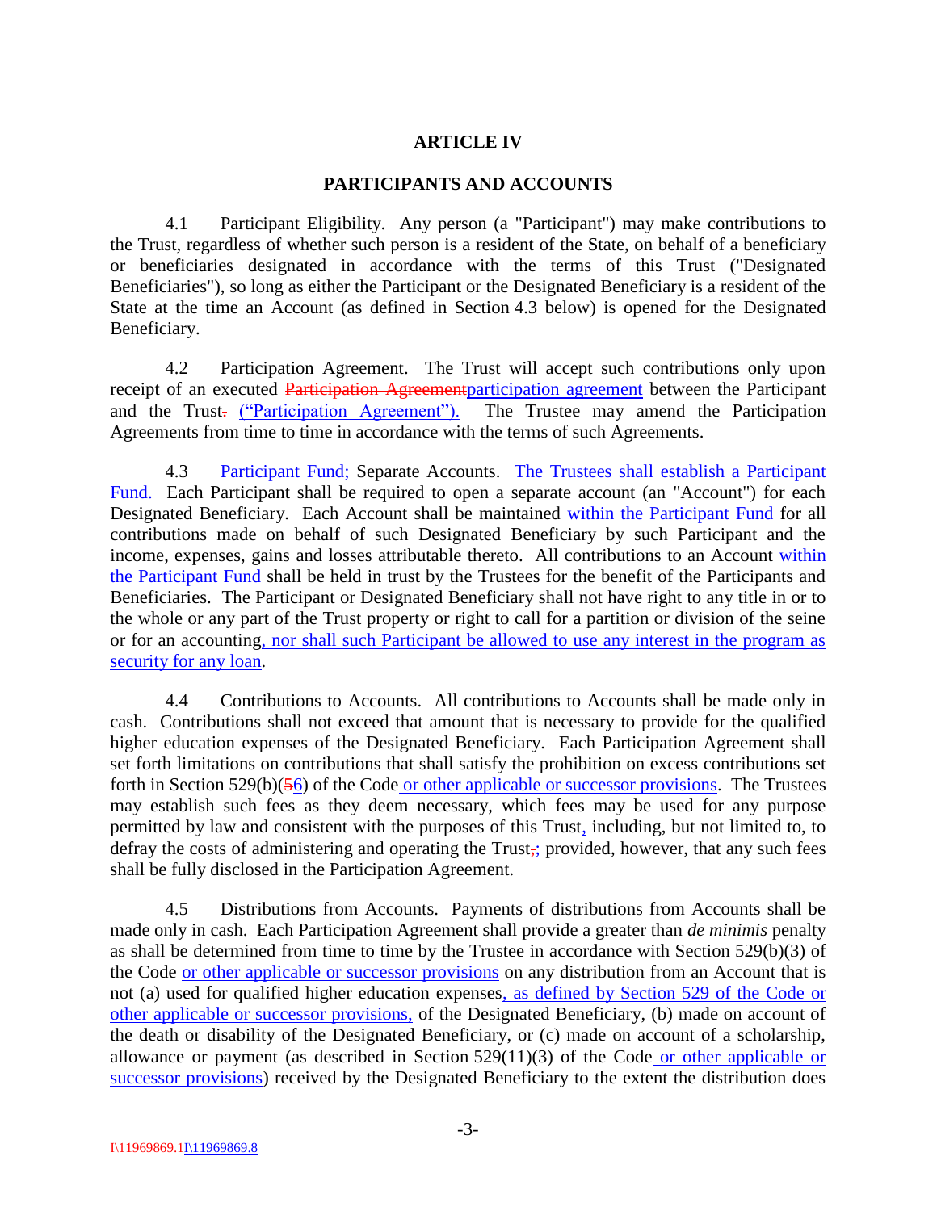## ARTICLE IV

## PARTICIPANTS AND ACCOUNTS

4.1 Participant Eligibility. Any person (a "Participant") may make contributions to the Trust, regardless of whether such person is a resident of the State, on behalf of a beneficiary or beneficiaries designated in accordance with the terms of this Trust ("Designated Beneficiaries"), so long as either the Participant or the Designated Beneficiary is a resident of the State at the time an Account (as defined in Section 4.3 below) is opened for the Designated Beneficiary.

4.2 Participation Agreement. The Trust will accept such contributions only upon receipt of an executed ~~Participation Agreement~~<u>participation agreement</u> between the Participant and the Trust~~.~~ <u>("Participation Agreement").</u> The Trustee may amend the Participation Agreements from time to time in accordance with the terms of such Agreements.

4.3 <u>Participant Fund;</u> Separate Accounts. <u>The Trustees shall establish a Participant Fund.</u> Each Participant shall be required to open a separate account (an "Account") for each Designated Beneficiary. Each Account shall be maintained <u>within the Participant Fund</u> for all contributions made on behalf of such Designated Beneficiary by such Participant and the income, expenses, gains and losses attributable thereto. All contributions to an Account <u>within the Participant Fund</u> shall be held in trust by the Trustees for the benefit of the Participants and Beneficiaries. The Participant or Designated Beneficiary shall not have right to any title in or to the whole or any part of the Trust property or right to call for a partition or division of the seine or for an accounting<u>, nor shall such Participant be allowed to use any interest in the program as security for any loan</u>.

4.4 Contributions to Accounts. All contributions to Accounts shall be made only in cash. Contributions shall not exceed that amount that is necessary to provide for the qualified higher education expenses of the Designated Beneficiary. Each Participation Agreement shall set forth limitations on contributions that shall satisfy the prohibition on excess contributions set forth in Section 529(b)(~~5~~<u>6</u>) of the Code<u> or other applicable or successor provisions</u>. The Trustees may establish such fees as they deem necessary, which fees may be used for any purpose permitted by law and consistent with the purposes of this Trust<u>,</u> including, but not limited to, to defray the costs of administering and operating the Trust~~,~~<u>;</u> provided, however, that any such fees shall be fully disclosed in the Participation Agreement.

4.5 Distributions from Accounts. Payments of distributions from Accounts shall be made only in cash. Each Participation Agreement shall provide a greater than *de minimis* penalty as shall be determined from time to time by the Trustee in accordance with Section 529(b)(3) of the Code <u>or other applicable or successor provisions</u> on any distribution from an Account that is not (a) used for qualified higher education expenses<u>, as defined by Section 529 of the Code or other applicable or successor provisions,</u> of the Designated Beneficiary, (b) made on account of the death or disability of the Designated Beneficiary, or (c) made on account of a scholarship, allowance or payment (as described in Section 529(11)(3) of the Code<u> or other applicable or successor provisions</u>) received by the Designated Beneficiary to the extent the distribution does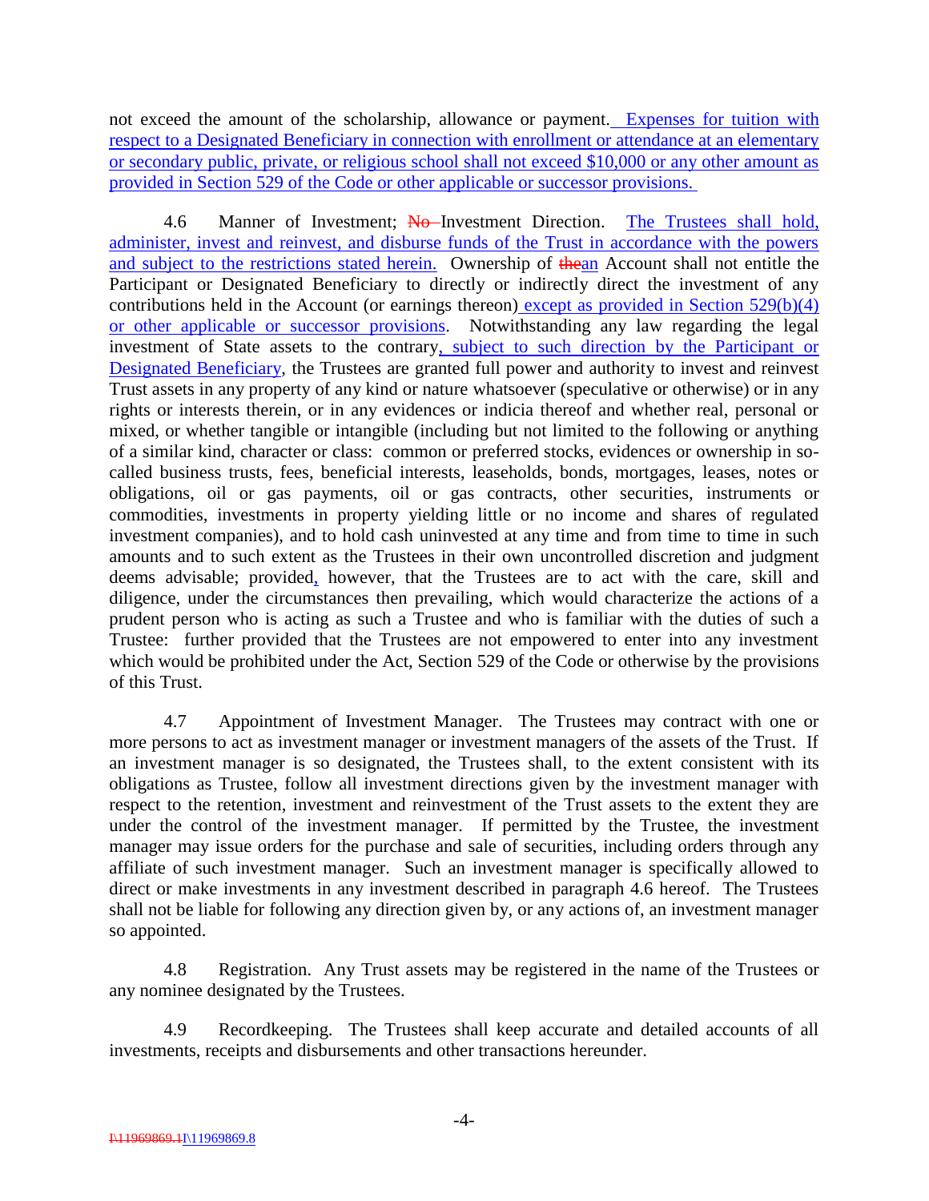not exceed the amount of the scholarship, allowance or payment. Expenses for tuition with respect to a Designated Beneficiary in connection with enrollment or attendance at an elementary or secondary public, private, or religious school shall not exceed $10,000 or any other amount as provided in Section 529 of the Code or other applicable or successor provisions.

4.6 Manner of Investment; ~~No~~ Investment Direction. The Trustees shall hold, administer, invest and reinvest, and disburse funds of the Trust in accordance with the powers and subject to the restrictions stated herein. Ownership of ~~the~~an Account shall not entitle the Participant or Designated Beneficiary to directly or indirectly direct the investment of any contributions held in the Account (or earnings thereon) except as provided in Section 529(b)(4) or other applicable or successor provisions. Notwithstanding any law regarding the legal investment of State assets to the contrary, subject to such direction by the Participant or Designated Beneficiary, the Trustees are granted full power and authority to invest and reinvest Trust assets in any property of any kind or nature whatsoever (speculative or otherwise) or in any rights or interests therein, or in any evidences or indicia thereof and whether real, personal or mixed, or whether tangible or intangible (including but not limited to the following or anything of a similar kind, character or class: common or preferred stocks, evidences or ownership in so-called business trusts, fees, beneficial interests, leaseholds, bonds, mortgages, leases, notes or obligations, oil or gas payments, oil or gas contracts, other securities, instruments or commodities, investments in property yielding little or no income and shares of regulated investment companies), and to hold cash uninvested at any time and from time to time in such amounts and to such extent as the Trustees in their own uncontrolled discretion and judgment deems advisable; provided, however, that the Trustees are to act with the care, skill and diligence, under the circumstances then prevailing, which would characterize the actions of a prudent person who is acting as such a Trustee and who is familiar with the duties of such a Trustee: further provided that the Trustees are not empowered to enter into any investment which would be prohibited under the Act, Section 529 of the Code or otherwise by the provisions of this Trust.

4.7 Appointment of Investment Manager. The Trustees may contract with one or more persons to act as investment manager or investment managers of the assets of the Trust. If an investment manager is so designated, the Trustees shall, to the extent consistent with its obligations as Trustee, follow all investment directions given by the investment manager with respect to the retention, investment and reinvestment of the Trust assets to the extent they are under the control of the investment manager. If permitted by the Trustee, the investment manager may issue orders for the purchase and sale of securities, including orders through any affiliate of such investment manager. Such an investment manager is specifically allowed to direct or make investments in any investment described in paragraph 4.6 hereof. The Trustees shall not be liable for following any direction given by, or any actions of, an investment manager so appointed.

4.8 Registration. Any Trust assets may be registered in the name of the Trustees or any nominee designated by the Trustees.

4.9 Recordkeeping. The Trustees shall keep accurate and detailed accounts of all investments, receipts and disbursements and other transactions hereunder.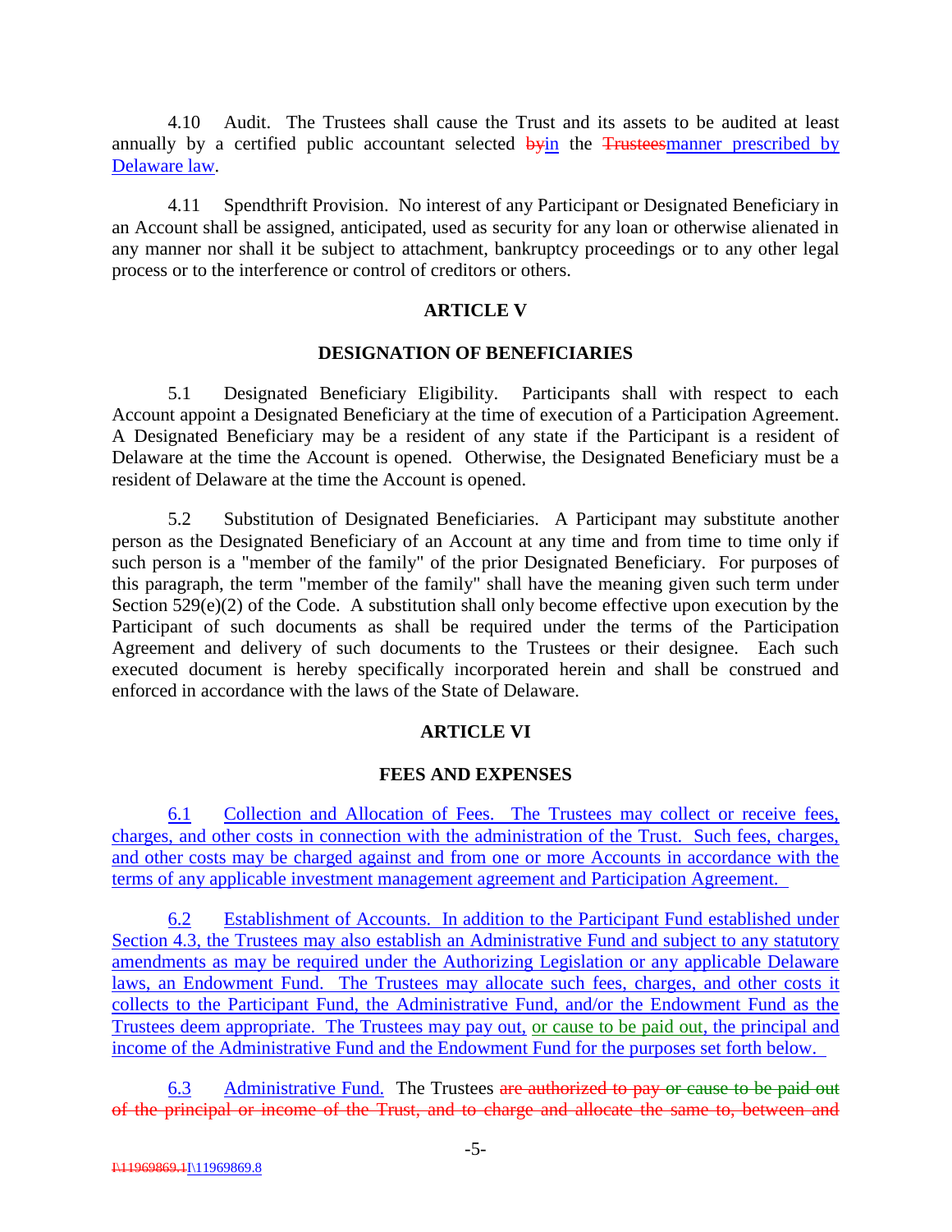4.10 Audit. The Trustees shall cause the Trust and its assets to be audited at least annually by a certified public accountant selected ~~by~~in the ~~Trustees~~manner prescribed by Delaware law.

4.11 Spendthrift Provision. No interest of any Participant or Designated Beneficiary in an Account shall be assigned, anticipated, used as security for any loan or otherwise alienated in any manner nor shall it be subject to attachment, bankruptcy proceedings or to any other legal process or to the interference or control of creditors or others.

## ARTICLE V

## DESIGNATION OF BENEFICIARIES

5.1 Designated Beneficiary Eligibility. Participants shall with respect to each Account appoint a Designated Beneficiary at the time of execution of a Participation Agreement. A Designated Beneficiary may be a resident of any state if the Participant is a resident of Delaware at the time the Account is opened. Otherwise, the Designated Beneficiary must be a resident of Delaware at the time the Account is opened.

5.2 Substitution of Designated Beneficiaries. A Participant may substitute another person as the Designated Beneficiary of an Account at any time and from time to time only if such person is a "member of the family" of the prior Designated Beneficiary. For purposes of this paragraph, the term "member of the family" shall have the meaning given such term under Section 529(e)(2) of the Code. A substitution shall only become effective upon execution by the Participant of such documents as shall be required under the terms of the Participation Agreement and delivery of such documents to the Trustees or their designee. Each such executed document is hereby specifically incorporated herein and shall be construed and enforced in accordance with the laws of the State of Delaware.

## ARTICLE VI

## FEES AND EXPENSES

6.1 Collection and Allocation of Fees. The Trustees may collect or receive fees, charges, and other costs in connection with the administration of the Trust. Such fees, charges, and other costs may be charged against and from one or more Accounts in accordance with the terms of any applicable investment management agreement and Participation Agreement.

6.2 Establishment of Accounts. In addition to the Participant Fund established under Section 4.3, the Trustees may also establish an Administrative Fund and subject to any statutory amendments as may be required under the Authorizing Legislation or any applicable Delaware laws, an Endowment Fund. The Trustees may allocate such fees, charges, and other costs it collects to the Participant Fund, the Administrative Fund, and/or the Endowment Fund as the Trustees deem appropriate. The Trustees may pay out, or cause to be paid out, the principal and income of the Administrative Fund and the Endowment Fund for the purposes set forth below.

6.3 Administrative Fund. The Trustees ~~are authorized to pay or cause to be paid out of the principal or income of the Trust, and to charge and allocate the same to, between and~~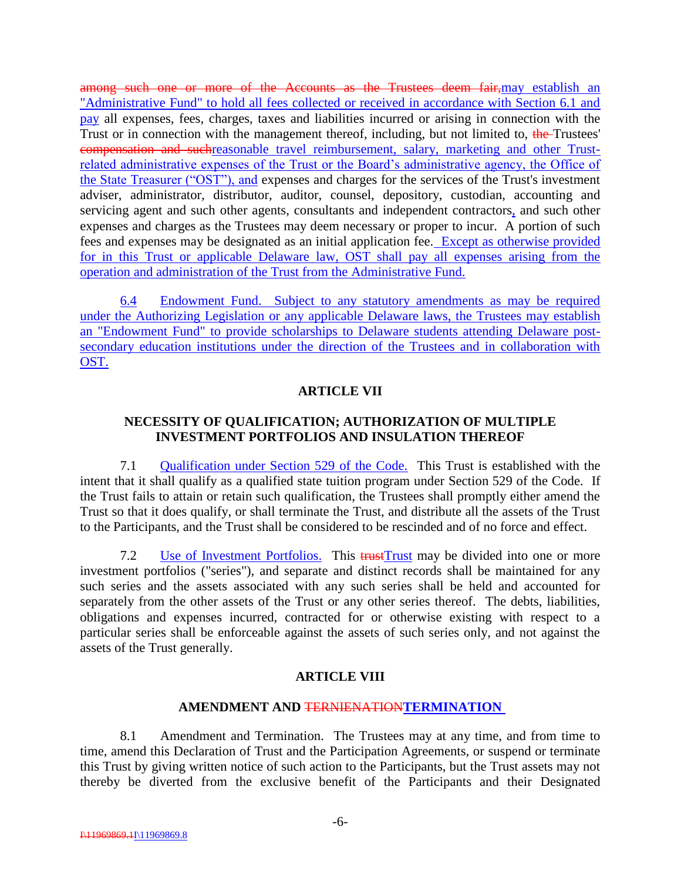among such one or more of the Accounts as the Trustees deem fair,may establish an "Administrative Fund" to hold all fees collected or received in accordance with Section 6.1 and pay all expenses, fees, charges, taxes and liabilities incurred or arising in connection with the Trust or in connection with the management thereof, including, but not limited to, the Trustees' compensation and suchreasonable travel reimbursement, salary, marketing and other Trust-related administrative expenses of the Trust or the Board's administrative agency, the Office of the State Treasurer ("OST"), and expenses and charges for the services of the Trust's investment adviser, administrator, distributor, auditor, counsel, depository, custodian, accounting and servicing agent and such other agents, consultants and independent contractors, and such other expenses and charges as the Trustees may deem necessary or proper to incur. A portion of such fees and expenses may be designated as an initial application fee. Except as otherwise provided for in this Trust or applicable Delaware law, OST shall pay all expenses arising from the operation and administration of the Trust from the Administrative Fund.

6.4 Endowment Fund. Subject to any statutory amendments as may be required under the Authorizing Legislation or any applicable Delaware laws, the Trustees may establish an "Endowment Fund" to provide scholarships to Delaware students attending Delaware post-secondary education institutions under the direction of the Trustees and in collaboration with OST.

## ARTICLE VII

## NECESSITY OF QUALIFICATION; AUTHORIZATION OF MULTIPLE INVESTMENT PORTFOLIOS AND INSULATION THEREOF

7.1 Qualification under Section 529 of the Code. This Trust is established with the intent that it shall qualify as a qualified state tuition program under Section 529 of the Code. If the Trust fails to attain or retain such qualification, the Trustees shall promptly either amend the Trust so that it does qualify, or shall terminate the Trust, and distribute all the assets of the Trust to the Participants, and the Trust shall be considered to be rescinded and of no force and effect.

7.2 Use of Investment Portfolios. This trustTrust may be divided into one or more investment portfolios ("series"), and separate and distinct records shall be maintained for any such series and the assets associated with any such series shall be held and accounted for separately from the other assets of the Trust or any other series thereof. The debts, liabilities, obligations and expenses incurred, contracted for or otherwise existing with respect to a particular series shall be enforceable against the assets of such series only, and not against the assets of the Trust generally.

## ARTICLE VIII

## AMENDMENT AND TERNIENATIONTERMINATION

8.1 Amendment and Termination. The Trustees may at any time, and from time to time, amend this Declaration of Trust and the Participation Agreements, or suspend or terminate this Trust by giving written notice of such action to the Participants, but the Trust assets may not thereby be diverted from the exclusive benefit of the Participants and their Designated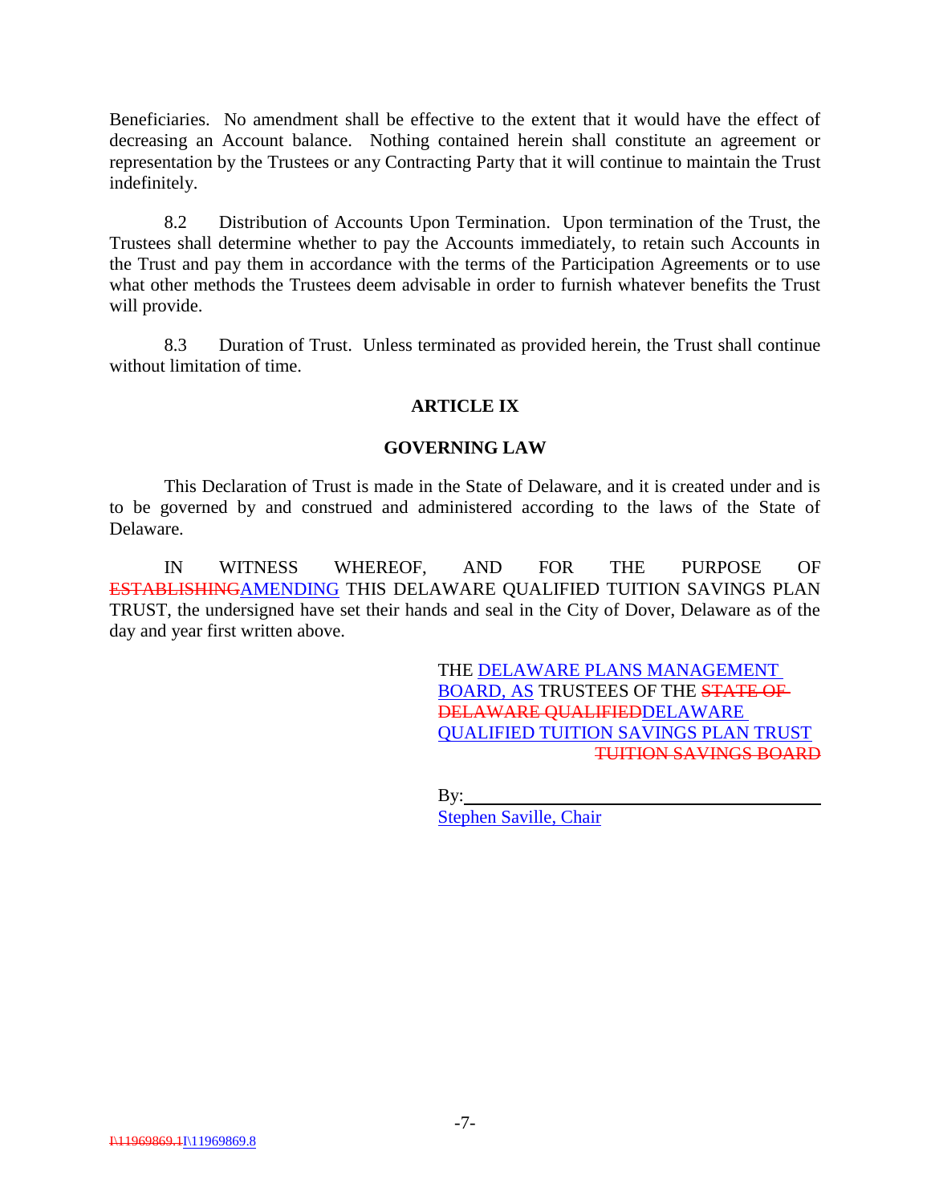Beneficiaries. No amendment shall be effective to the extent that it would have the effect of decreasing an Account balance. Nothing contained herein shall constitute an agreement or representation by the Trustees or any Contracting Party that it will continue to maintain the Trust indefinitely.

8.2 Distribution of Accounts Upon Termination. Upon termination of the Trust, the Trustees shall determine whether to pay the Accounts immediately, to retain such Accounts in the Trust and pay them in accordance with the terms of the Participation Agreements or to use what other methods the Trustees deem advisable in order to furnish whatever benefits the Trust will provide.

8.3 Duration of Trust. Unless terminated as provided herein, the Trust shall continue without limitation of time.

## ARTICLE IX

## GOVERNING LAW

This Declaration of Trust is made in the State of Delaware, and it is created under and is to be governed by and construed and administered according to the laws of the State of Delaware.

IN WITNESS WHEREOF, AND FOR THE PURPOSE OF ~~ESTABLISHING~~AMENDING THIS DELAWARE QUALIFIED TUITION SAVINGS PLAN TRUST, the undersigned have set their hands and seal in the City of Dover, Delaware as of the day and year first written above.

THE DELAWARE PLANS MANAGEMENT BOARD, AS TRUSTEES OF THE ~~STATE OF DELAWARE QUALIFIED~~DELAWARE QUALIFIED TUITION SAVINGS PLAN TRUST ~~TUITION SAVINGS BOARD~~

By:\_\_\_\_\_\_\_\_\_\_\_\_\_\_\_\_\_\_\_\_\_\_\_\_\_\_\_\_\_\_\_\_\_\_\_\_
Stephen Saville, Chair

~~I\11969869.1~~I\11969869.8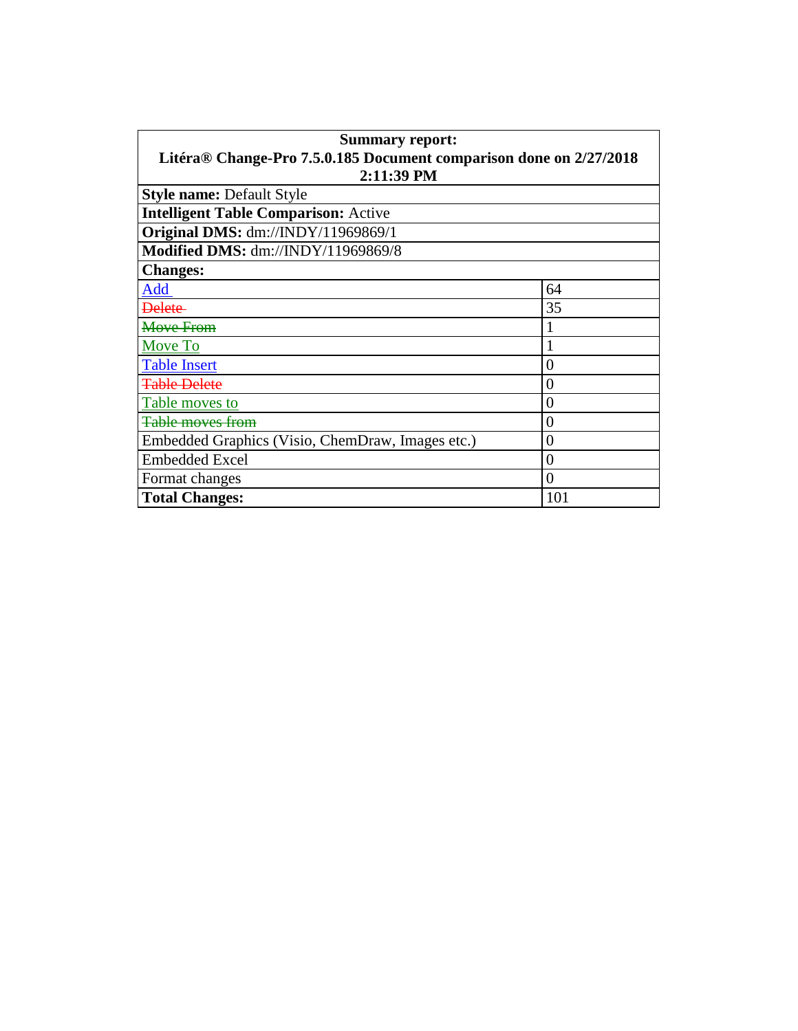| Summary report: Litéra® Change-Pro 7.5.0.185 Document comparison done on 2/27/2018 2:11:39 PM | |
| --- | --- |
| **Style name:** Default Style | |
| **Intelligent Table Comparison:** Active | |
| **Original DMS:** dm://INDY/11969869/1 | |
| **Modified DMS:** dm://INDY/11969869/8 | |
| **Changes:** | |
| Add | 64 |
| Delete | 35 |
| Move From | 1 |
| Move To | 1 |
| Table Insert | 0 |
| Table Delete | 0 |
| Table moves to | 0 |
| Table moves from | 0 |
| Embedded Graphics (Visio, ChemDraw, Images etc.) | 0 |
| Embedded Excel | 0 |
| Format changes | 0 |
| **Total Changes:** | 101 |